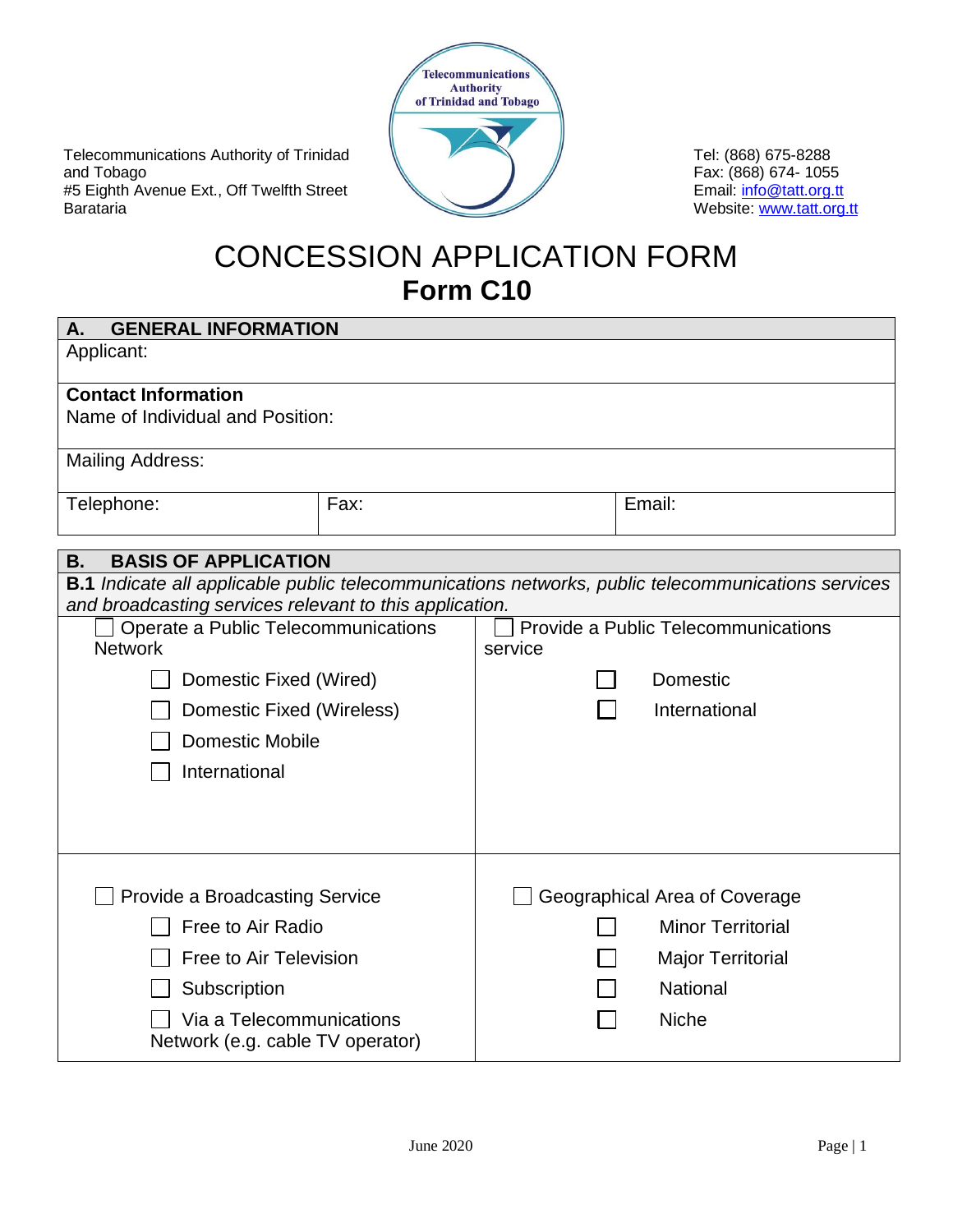Telecommunications Authority of Trinidad and Tobago
#5 Eighth Avenue Ext., Off Twelfth Street
Barataria

Tel: (868) 675-8288
Fax: (868) 674- 1055
Email: info@tatt.org.tt
Website: www.tatt.org.tt

# CONCESSION APPLICATION FORM

## Form C10

| **A. GENERAL INFORMATION** | | |
|---|---|---|
| Applicant: | | |
| **Contact Information**<br>Name of Individual and Position: | | |
| Mailing Address: | | |
| Telephone: | Fax: | Email: |

| **B. BASIS OF APPLICATION** | |
|---|---|
| **B.1** *Indicate all applicable public telecommunications networks, public telecommunications services and broadcasting services relevant to this application.* | |
| ☐ Operate a Public Telecommunications Network<br>☐ Domestic Fixed (Wired)<br>☐ Domestic Fixed (Wireless)<br>☐ Domestic Mobile<br>☐ International | ☐ Provide a Public Telecommunications service<br>☐ Domestic<br>☐ International |
| ☐ Provide a Broadcasting Service<br>☐ Free to Air Radio<br>☐ Free to Air Television<br>☐ Subscription<br>☐ Via a Telecommunications Network (e.g. cable TV operator) | ☐ Geographical Area of Coverage<br>☐ Minor Territorial<br>☐ Major Territorial<br>☐ National<br>☐ Niche |

June 2020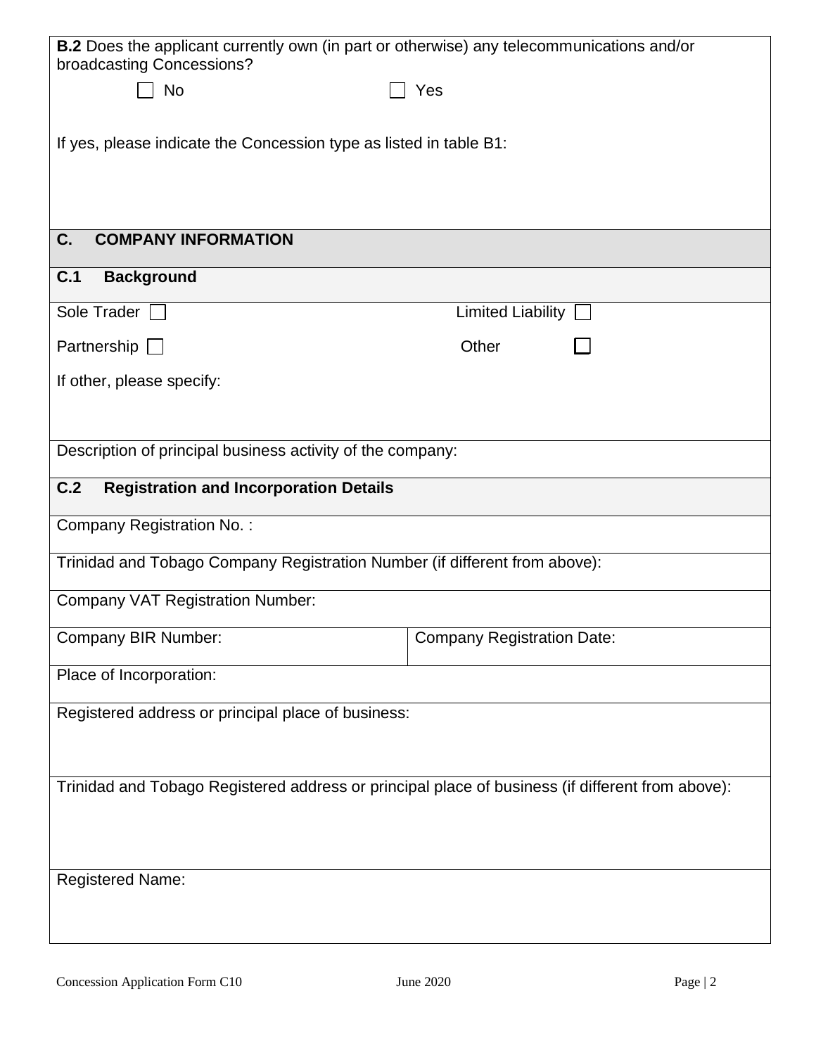**B.2** Does the applicant currently own (in part or otherwise) any telecommunications and/or broadcasting Concessions?

☐ No ☐ Yes

If yes, please indicate the Concession type as listed in table B1:

## C. COMPANY INFORMATION

### C.1 Background

| | |
|---|---|
| Sole Trader ☐ | Limited Liability ☐ |
| Partnership ☐ | Other ☐ |

If other, please specify:

Description of principal business activity of the company:

### C.2 Registration and Incorporation Details

| | |
|---|---|
| Company Registration No. : | |
| Trinidad and Tobago Company Registration Number (if different from above): | |
| Company VAT Registration Number: | |
| Company BIR Number: | Company Registration Date: |
| Place of Incorporation: | |
| Registered address or principal place of business: | |
| Trinidad and Tobago Registered address or principal place of business (if different from above): | |
| Registered Name: | |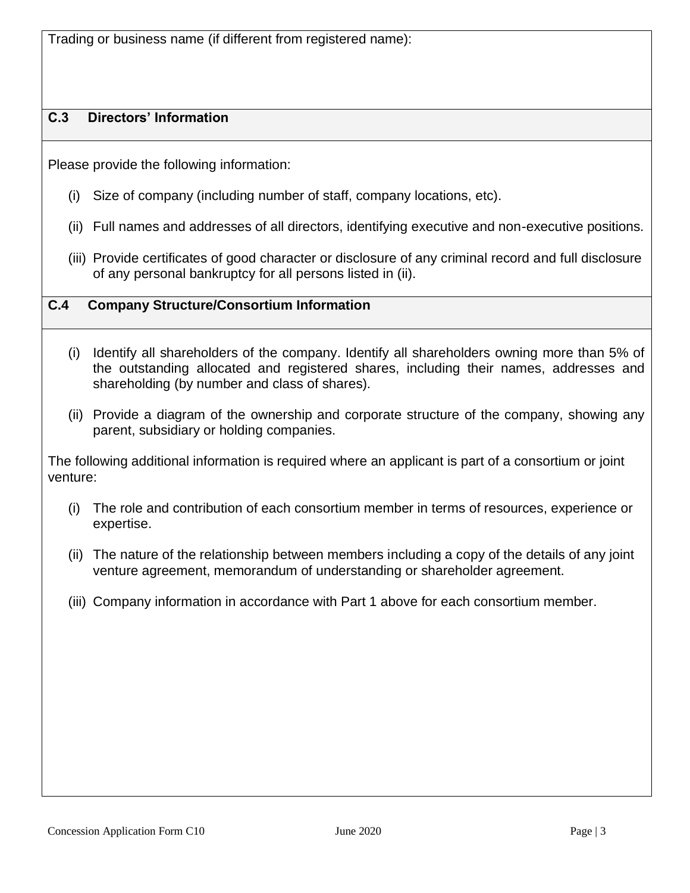Trading or business name (if different from registered name):

### C.3 Directors' Information

Please provide the following information:

(i) Size of company (including number of staff, company locations, etc).

(ii) Full names and addresses of all directors, identifying executive and non-executive positions.

(iii) Provide certificates of good character or disclosure of any criminal record and full disclosure of any personal bankruptcy for all persons listed in (ii).

### C.4 Company Structure/Consortium Information

(i) Identify all shareholders of the company. Identify all shareholders owning more than 5% of the outstanding allocated and registered shares, including their names, addresses and shareholding (by number and class of shares).

(ii) Provide a diagram of the ownership and corporate structure of the company, showing any parent, subsidiary or holding companies.

The following additional information is required where an applicant is part of a consortium or joint venture:

(i) The role and contribution of each consortium member in terms of resources, experience or expertise.

(ii) The nature of the relationship between members including a copy of the details of any joint venture agreement, memorandum of understanding or shareholder agreement.

(iii) Company information in accordance with Part 1 above for each consortium member.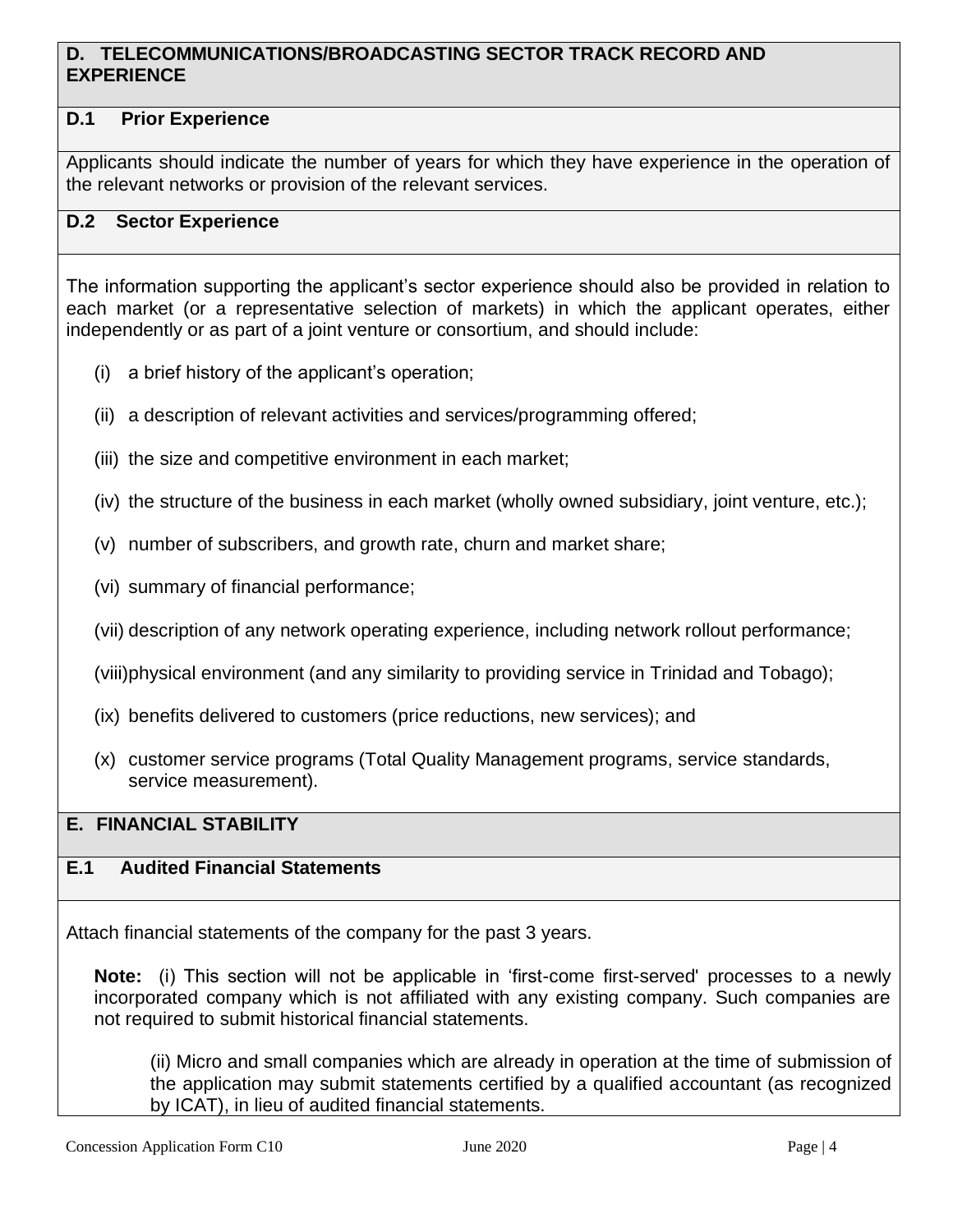## D. TELECOMMUNICATIONS/BROADCASTING SECTOR TRACK RECORD AND EXPERIENCE

### D.1 Prior Experience

Applicants should indicate the number of years for which they have experience in the operation of the relevant networks or provision of the relevant services.

### D.2 Sector Experience

The information supporting the applicant's sector experience should also be provided in relation to each market (or a representative selection of markets) in which the applicant operates, either independently or as part of a joint venture or consortium, and should include:

(i) a brief history of the applicant's operation;

(ii) a description of relevant activities and services/programming offered;

(iii) the size and competitive environment in each market;

(iv) the structure of the business in each market (wholly owned subsidiary, joint venture, etc.);

(v) number of subscribers, and growth rate, churn and market share;

(vi) summary of financial performance;

(vii) description of any network operating experience, including network rollout performance;

(viii) physical environment (and any similarity to providing service in Trinidad and Tobago);

(ix) benefits delivered to customers (price reductions, new services); and

(x) customer service programs (Total Quality Management programs, service standards, service measurement).

## E. FINANCIAL STABILITY

### E.1 Audited Financial Statements

Attach financial statements of the company for the past 3 years.

**Note:** (i) This section will not be applicable in 'first-come first-served' processes to a newly incorporated company which is not affiliated with any existing company. Such companies are not required to submit historical financial statements.

(ii) Micro and small companies which are already in operation at the time of submission of the application may submit statements certified by a qualified accountant (as recognized by ICAT), in lieu of audited financial statements.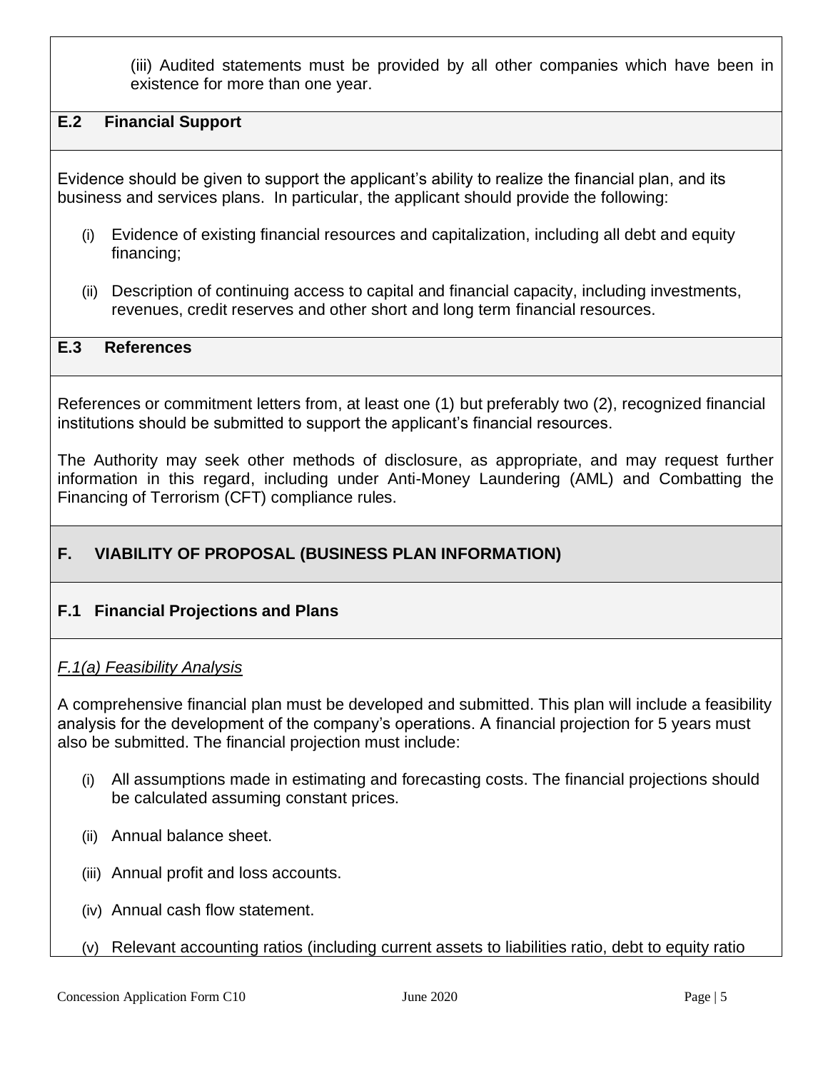(iii) Audited statements must be provided by all other companies which have been in existence for more than one year.

### E.2 Financial Support

Evidence should be given to support the applicant's ability to realize the financial plan, and its business and services plans. In particular, the applicant should provide the following:

(i) Evidence of existing financial resources and capitalization, including all debt and equity financing;

(ii) Description of continuing access to capital and financial capacity, including investments, revenues, credit reserves and other short and long term financial resources.

### E.3 References

References or commitment letters from, at least one (1) but preferably two (2), recognized financial institutions should be submitted to support the applicant's financial resources.

The Authority may seek other methods of disclosure, as appropriate, and may request further information in this regard, including under Anti-Money Laundering (AML) and Combatting the Financing of Terrorism (CFT) compliance rules.

## F. VIABILITY OF PROPOSAL (BUSINESS PLAN INFORMATION)

### F.1 Financial Projections and Plans

*F.1(a) Feasibility Analysis*

A comprehensive financial plan must be developed and submitted. This plan will include a feasibility analysis for the development of the company's operations. A financial projection for 5 years must also be submitted. The financial projection must include:

(i) All assumptions made in estimating and forecasting costs. The financial projections should be calculated assuming constant prices.

(ii) Annual balance sheet.

(iii) Annual profit and loss accounts.

(iv) Annual cash flow statement.

(v) Relevant accounting ratios (including current assets to liabilities ratio, debt to equity ratio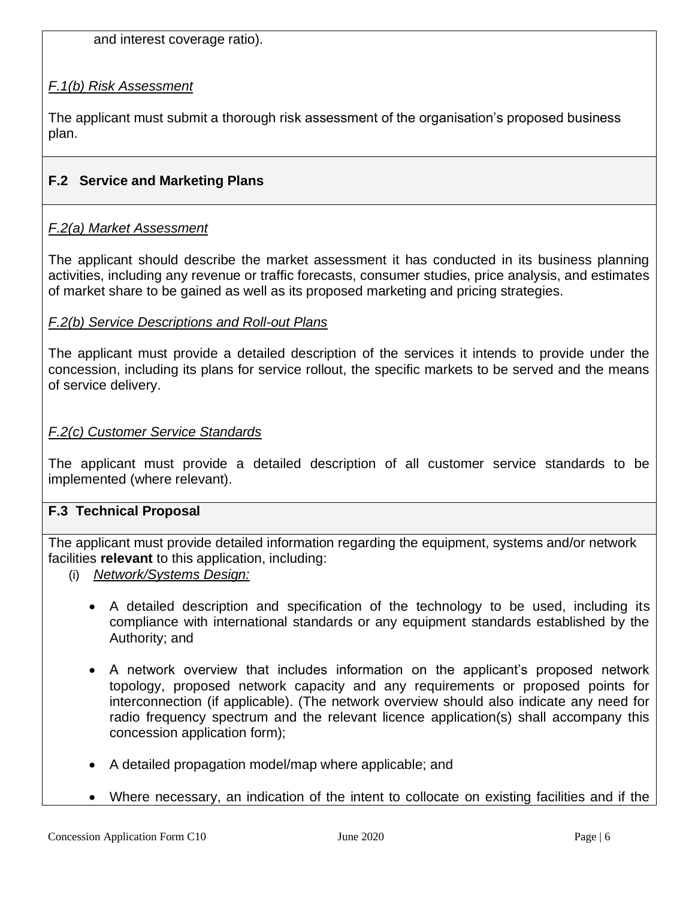and interest coverage ratio).

*F.1(b) Risk Assessment*

The applicant must submit a thorough risk assessment of the organisation's proposed business plan.

### F.2 Service and Marketing Plans

*F.2(a) Market Assessment*

The applicant should describe the market assessment it has conducted in its business planning activities, including any revenue or traffic forecasts, consumer studies, price analysis, and estimates of market share to be gained as well as its proposed marketing and pricing strategies.

*F.2(b) Service Descriptions and Roll-out Plans*

The applicant must provide a detailed description of the services it intends to provide under the concession, including its plans for service rollout, the specific markets to be served and the means of service delivery.

*F.2(c) Customer Service Standards*

The applicant must provide a detailed description of all customer service standards to be implemented (where relevant).

### F.3 Technical Proposal

The applicant must provide detailed information regarding the equipment, systems and/or network facilities **relevant** to this application, including:

(i) *Network/Systems Design:*

- A detailed description and specification of the technology to be used, including its compliance with international standards or any equipment standards established by the Authority; and
- A network overview that includes information on the applicant's proposed network topology, proposed network capacity and any requirements or proposed points for interconnection (if applicable). (The network overview should also indicate any need for radio frequency spectrum and the relevant licence application(s) shall accompany this concession application form);
- A detailed propagation model/map where applicable; and
- Where necessary, an indication of the intent to collocate on existing facilities and if the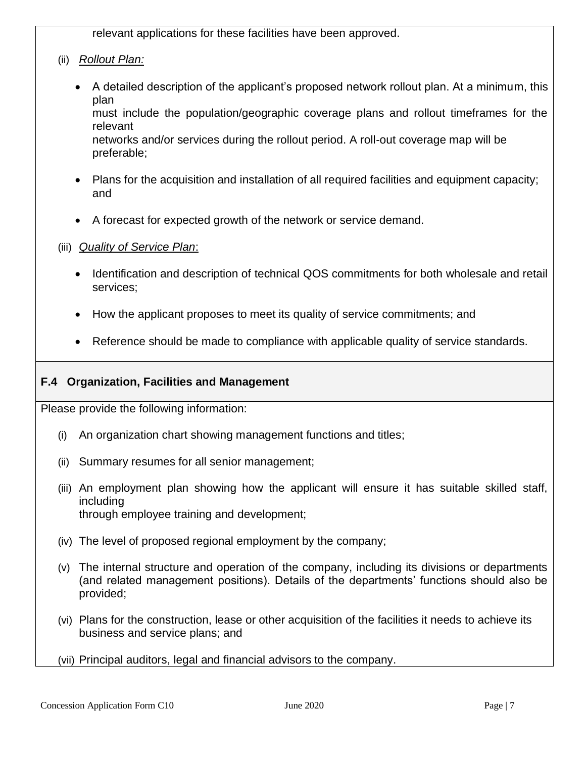relevant applications for these facilities have been approved.

(ii) *Rollout Plan:*

- A detailed description of the applicant's proposed network rollout plan. At a minimum, this plan must include the population/geographic coverage plans and rollout timeframes for the relevant networks and/or services during the rollout period. A roll-out coverage map will be preferable;
- Plans for the acquisition and installation of all required facilities and equipment capacity; and
- A forecast for expected growth of the network or service demand.

(iii) *Quality of Service Plan*:

- Identification and description of technical QOS commitments for both wholesale and retail services;
- How the applicant proposes to meet its quality of service commitments; and
- Reference should be made to compliance with applicable quality of service standards.

### F.4 Organization, Facilities and Management

Please provide the following information:

(i) An organization chart showing management functions and titles;

(ii) Summary resumes for all senior management;

(iii) An employment plan showing how the applicant will ensure it has suitable skilled staff, including through employee training and development;

(iv) The level of proposed regional employment by the company;

(v) The internal structure and operation of the company, including its divisions or departments (and related management positions). Details of the departments' functions should also be provided;

(vi) Plans for the construction, lease or other acquisition of the facilities it needs to achieve its business and service plans; and

(vii) Principal auditors, legal and financial advisors to the company.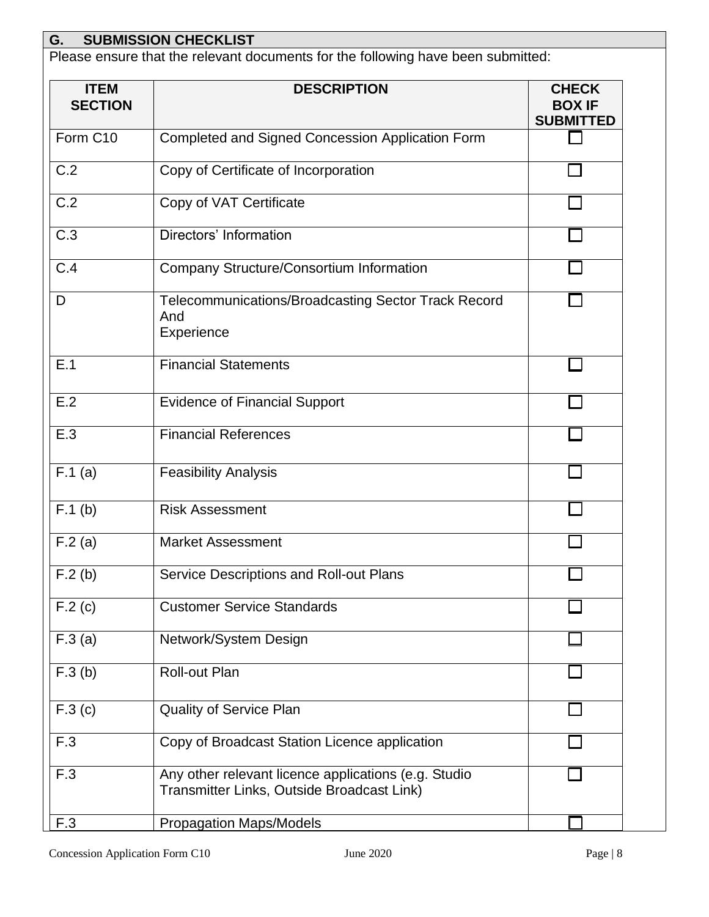## G. SUBMISSION CHECKLIST

Please ensure that the relevant documents for the following have been submitted:

| ITEM SECTION | DESCRIPTION | CHECK BOX IF SUBMITTED |
|---|---|---|
| Form C10 | Completed and Signed Concession Application Form | ☐ |
| C.2 | Copy of Certificate of Incorporation | ☐ |
| C.2 | Copy of VAT Certificate | ☐ |
| C.3 | Directors' Information | ☐ |
| C.4 | Company Structure/Consortium Information | ☐ |
| D | Telecommunications/Broadcasting Sector Track Record And Experience | ☐ |
| E.1 | Financial Statements | ☐ |
| E.2 | Evidence of Financial Support | ☐ |
| E.3 | Financial References | ☐ |
| F.1 (a) | Feasibility Analysis | ☐ |
| F.1 (b) | Risk Assessment | ☐ |
| F.2 (a) | Market Assessment | ☐ |
| F.2 (b) | Service Descriptions and Roll-out Plans | ☐ |
| F.2 (c) | Customer Service Standards | ☐ |
| F.3 (a) | Network/System Design | ☐ |
| F.3 (b) | Roll-out Plan | ☐ |
| F.3 (c) | Quality of Service Plan | ☐ |
| F.3 | Copy of Broadcast Station Licence application | ☐ |
| F.3 | Any other relevant licence applications (e.g. Studio Transmitter Links, Outside Broadcast Link) | ☐ |
| F.3 | Propagation Maps/Models | ☐ |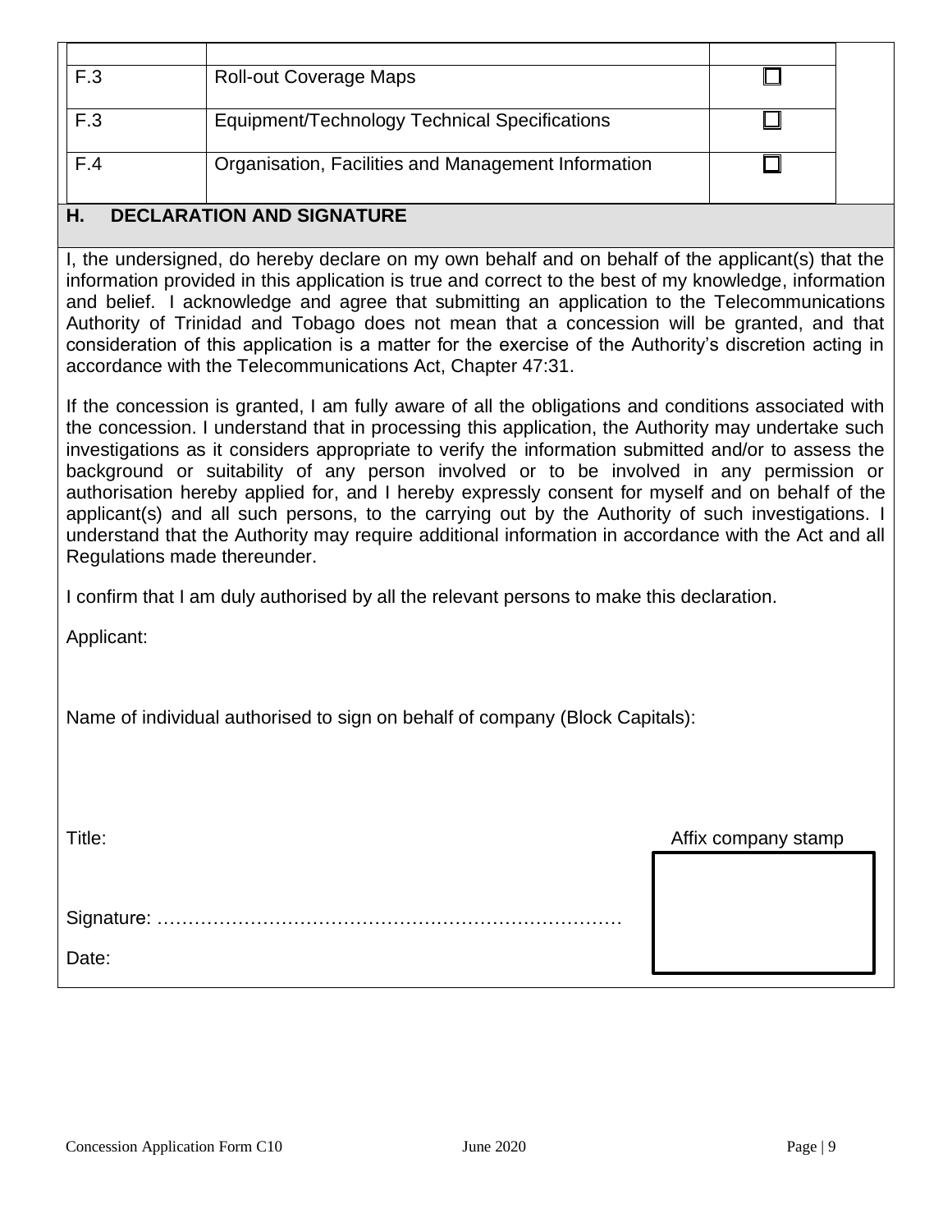| | | |
|---|---|---|
| F.3 | Roll-out Coverage Maps | ☐ |
| F.3 | Equipment/Technology Technical Specifications | ☐ |
| F.4 | Organisation, Facilities and Management Information | ☐ |

## H. DECLARATION AND SIGNATURE

I, the undersigned, do hereby declare on my own behalf and on behalf of the applicant(s) that the information provided in this application is true and correct to the best of my knowledge, information and belief. I acknowledge and agree that submitting an application to the Telecommunications Authority of Trinidad and Tobago does not mean that a concession will be granted, and that consideration of this application is a matter for the exercise of the Authority's discretion acting in accordance with the Telecommunications Act, Chapter 47:31.

If the concession is granted, I am fully aware of all the obligations and conditions associated with the concession. I understand that in processing this application, the Authority may undertake such investigations as it considers appropriate to verify the information submitted and/or to assess the background or suitability of any person involved or to be involved in any permission or authorisation hereby applied for, and I hereby expressly consent for myself and on behalf of the applicant(s) and all such persons, to the carrying out by the Authority of such investigations. I understand that the Authority may require additional information in accordance with the Act and all Regulations made thereunder.

I confirm that I am duly authorised by all the relevant persons to make this declaration.

Applicant:

Name of individual authorised to sign on behalf of company (Block Capitals):

Title:

Affix company stamp

Signature: ………………………………………………………………

Date: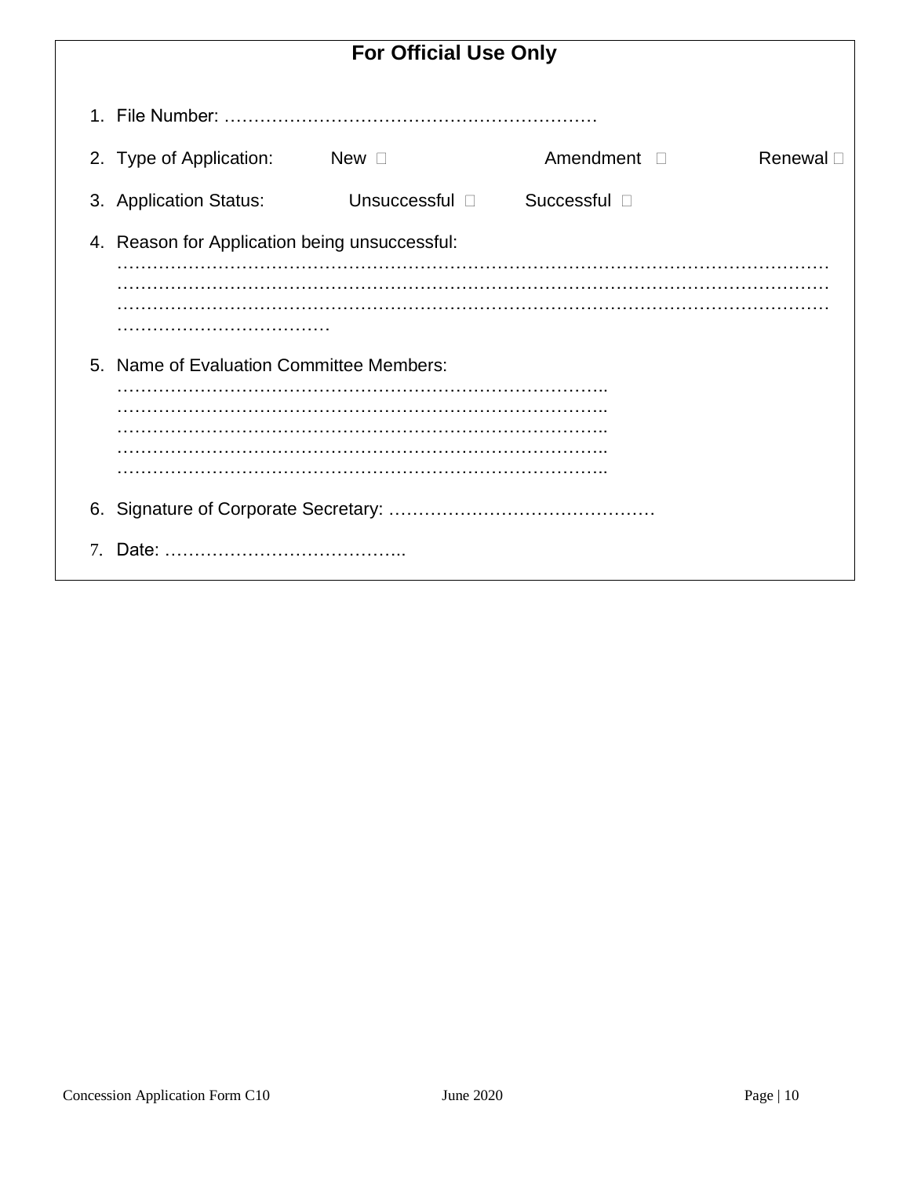## For Official Use Only

1. File Number: ………………………………………………………
2. Type of Application: New ☐ Amendment ☐ Renewal ☐
3. Application Status: Unsuccessful ☐ Successful ☐
4. Reason for Application being unsuccessful:
   ……………………………………………………………………………………………………
   ……………………………………………………………………………………………………
   ……………………………………………………………………………………………………
   ………………………………
5. Name of Evaluation Committee Members:
   ………………………………………………………………………..
   ………………………………………………………………………..
   ………………………………………………………………………..
   ………………………………………………………………………..
   ………………………………………………………………………..
6. Signature of Corporate Secretary: ………………………………………
7. Date: …………………………………..